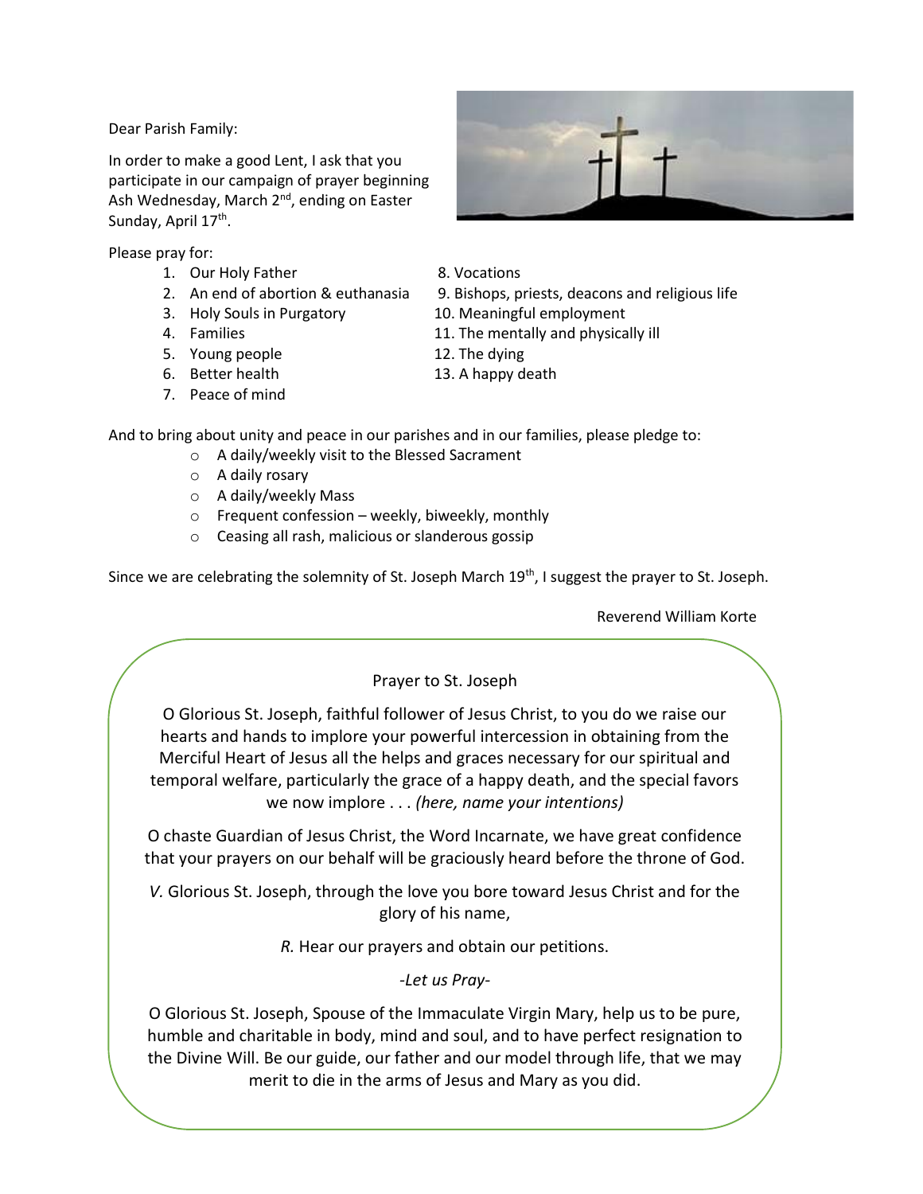Dear Parish Family:

In order to make a good Lent, I ask that you participate in our campaign of prayer beginning Ash Wednesday, March 2nd, ending on Easter Sunday, April 17th.

Please pray for:

1. Our Holy Father
2. An end of abortion & euthanasia
3. Holy Souls in Purgatory
4. Families
5. Young people
6. Better health
7. Peace of mind
8. Vocations
9. Bishops, priests, deacons and religious life
10. Meaningful employment
11. The mentally and physically ill
12. The dying
13. A happy death

And to bring about unity and peace in our parishes and in our families, please pledge to:

- A daily/weekly visit to the Blessed Sacrament
- A daily rosary
- A daily/weekly Mass
- Frequent confession – weekly, biweekly, monthly
- Ceasing all rash, malicious or slanderous gossip

Since we are celebrating the solemnity of St. Joseph March 19th, I suggest the prayer to St. Joseph.

Reverend William Korte

## Prayer to St. Joseph

O Glorious St. Joseph, faithful follower of Jesus Christ, to you do we raise our hearts and hands to implore your powerful intercession in obtaining from the Merciful Heart of Jesus all the helps and graces necessary for our spiritual and temporal welfare, particularly the grace of a happy death, and the special favors we now implore . . . *(here, name your intentions)*

O chaste Guardian of Jesus Christ, the Word Incarnate, we have great confidence that your prayers on our behalf will be graciously heard before the throne of God.

*V.* Glorious St. Joseph, through the love you bore toward Jesus Christ and for the glory of his name,

*R.* Hear our prayers and obtain our petitions.

*-Let us Pray-*

O Glorious St. Joseph, Spouse of the Immaculate Virgin Mary, help us to be pure, humble and charitable in body, mind and soul, and to have perfect resignation to the Divine Will. Be our guide, our father and our model through life, that we may merit to die in the arms of Jesus and Mary as you did.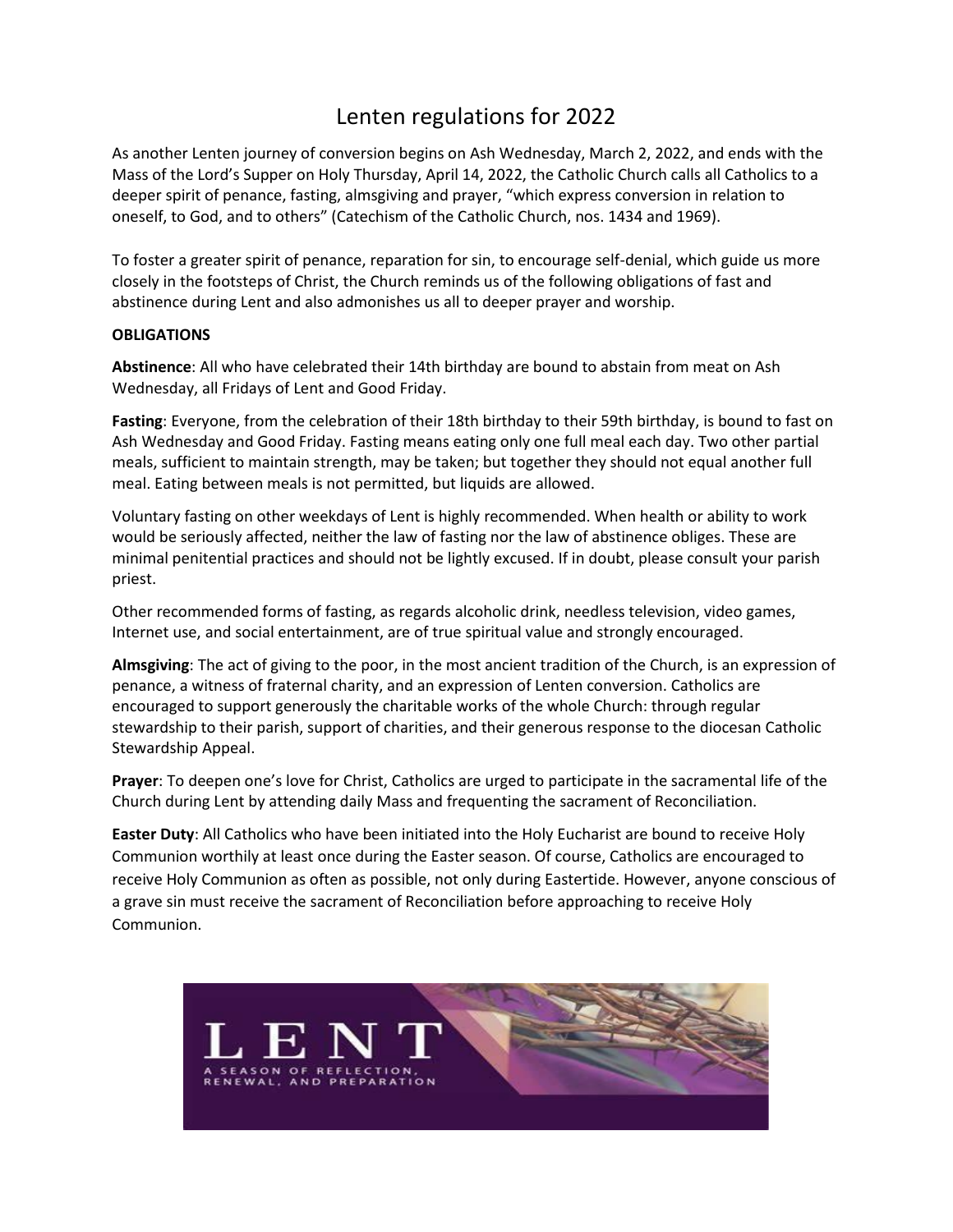# Lenten regulations for 2022

As another Lenten journey of conversion begins on Ash Wednesday, March 2, 2022, and ends with the Mass of the Lord's Supper on Holy Thursday, April 14, 2022, the Catholic Church calls all Catholics to a deeper spirit of penance, fasting, almsgiving and prayer, "which express conversion in relation to oneself, to God, and to others" (Catechism of the Catholic Church, nos. 1434 and 1969).

To foster a greater spirit of penance, reparation for sin, to encourage self-denial, which guide us more closely in the footsteps of Christ, the Church reminds us of the following obligations of fast and abstinence during Lent and also admonishes us all to deeper prayer and worship.

**OBLIGATIONS**

**Abstinence**: All who have celebrated their 14th birthday are bound to abstain from meat on Ash Wednesday, all Fridays of Lent and Good Friday.

**Fasting**: Everyone, from the celebration of their 18th birthday to their 59th birthday, is bound to fast on Ash Wednesday and Good Friday. Fasting means eating only one full meal each day. Two other partial meals, sufficient to maintain strength, may be taken; but together they should not equal another full meal. Eating between meals is not permitted, but liquids are allowed.

Voluntary fasting on other weekdays of Lent is highly recommended. When health or ability to work would be seriously affected, neither the law of fasting nor the law of abstinence obliges. These are minimal penitential practices and should not be lightly excused. If in doubt, please consult your parish priest.

Other recommended forms of fasting, as regards alcoholic drink, needless television, video games, Internet use, and social entertainment, are of true spiritual value and strongly encouraged.

**Almsgiving**: The act of giving to the poor, in the most ancient tradition of the Church, is an expression of penance, a witness of fraternal charity, and an expression of Lenten conversion. Catholics are encouraged to support generously the charitable works of the whole Church: through regular stewardship to their parish, support of charities, and their generous response to the diocesan Catholic Stewardship Appeal.

**Prayer**: To deepen one's love for Christ, Catholics are urged to participate in the sacramental life of the Church during Lent by attending daily Mass and frequenting the sacrament of Reconciliation.

**Easter Duty**: All Catholics who have been initiated into the Holy Eucharist are bound to receive Holy Communion worthily at least once during the Easter season. Of course, Catholics are encouraged to receive Holy Communion as often as possible, not only during Eastertide. However, anyone conscious of a grave sin must receive the sacrament of Reconciliation before approaching to receive Holy Communion.

LENT

A SEASON OF REFLECTION, RENEWAL, AND PREPARATION